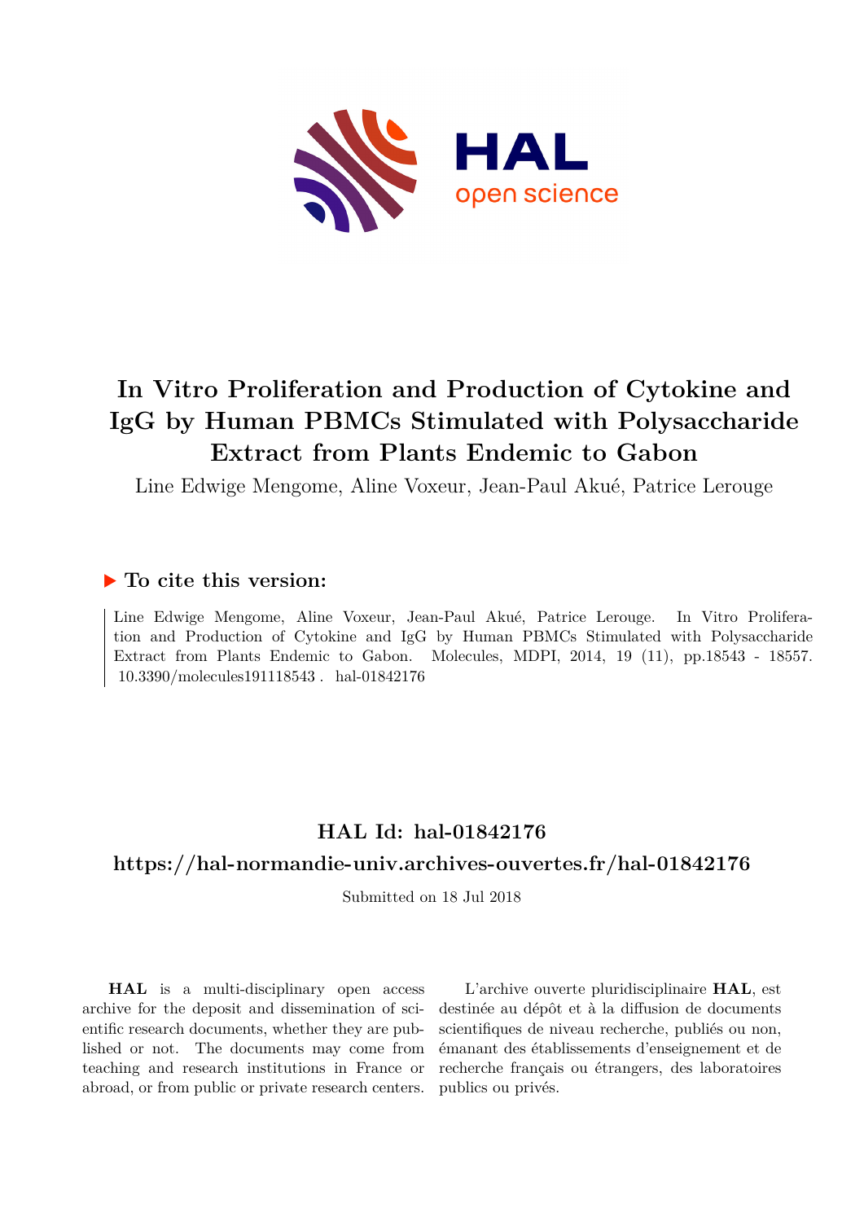# In Vitro Proliferation and Production of Cytokine and IgG by Human PBMCs Stimulated with Polysaccharide Extract from Plants Endemic to Gabon

Line Edwige Mengome, Aline Voxeur, Jean-Paul Akué, Patrice Lerouge

## ▶ To cite this version:

Line Edwige Mengome, Aline Voxeur, Jean-Paul Akué, Patrice Lerouge. In Vitro Proliferation and Production of Cytokine and IgG by Human PBMCs Stimulated with Polysaccharide Extract from Plants Endemic to Gabon. Molecules, MDPI, 2014, 19 (11), pp.18543 - 18557. 10.3390/molecules191118543 . hal-01842176

## HAL Id: hal-01842176

## https://hal-normandie-univ.archives-ouvertes.fr/hal-01842176

Submitted on 18 Jul 2018

**HAL** is a multi-disciplinary open access archive for the deposit and dissemination of scientific research documents, whether they are published or not. The documents may come from teaching and research institutions in France or abroad, or from public or private research centers.

L'archive ouverte pluridisciplinaire **HAL**, est destinée au dépôt et à la diffusion de documents scientifiques de niveau recherche, publiés ou non, émanant des établissements d'enseignement et de recherche français ou étrangers, des laboratoires publics ou privés.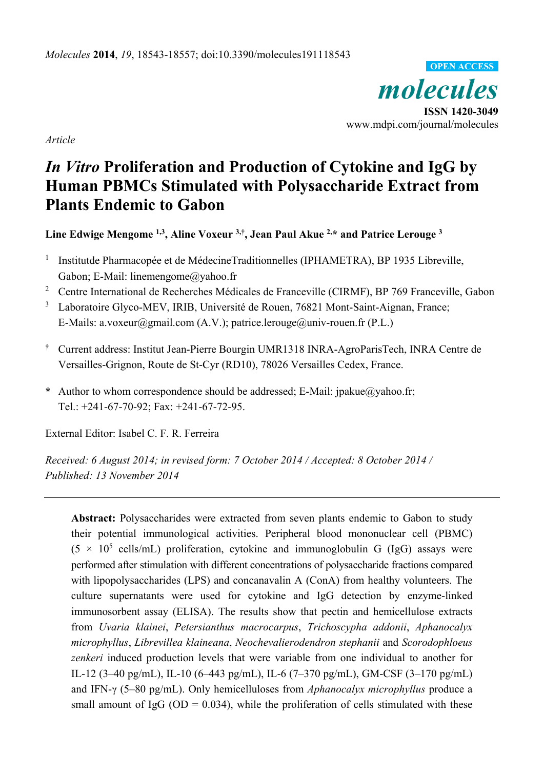*Molecules* **2014**, *19*, 18543-18557; doi:10.3390/molecules191118543

OPEN ACCESS

# *molecules*

**ISSN 1420-3049**
www.mdpi.com/journal/molecules

*Article*

# *In Vitro* Proliferation and Production of Cytokine and IgG by Human PBMCs Stimulated with Polysaccharide Extract from Plants Endemic to Gabon

**Line Edwige Mengome [1,3], Aline Voxeur [3,†], Jean Paul Akue [2,*] and Patrice Lerouge [3]**

[1] Institutde Pharmacopée et de MédecineTraditionnelles (IPHAMETRA), BP 1935 Libreville, Gabon; E-Mail: linemengome@yahoo.fr

[2] Centre International de Recherches Médicales de Franceville (CIRMF), BP 769 Franceville, Gabon

[3] Laboratoire Glyco-MEV, IRIB, Université de Rouen, 76821 Mont-Saint-Aignan, France; E-Mails: a.voxeur@gmail.com (A.V.); patrice.lerouge@univ-rouen.fr (P.L.)

[†] Current address: Institut Jean-Pierre Bourgin UMR1318 INRA-AgroParisTech, INRA Centre de Versailles-Grignon, Route de St-Cyr (RD10), 78026 Versailles Cedex, France.

[*] Author to whom correspondence should be addressed; E-Mail: jpakue@yahoo.fr; Tel.: +241-67-70-92; Fax: +241-67-72-95.

External Editor: Isabel C. F. R. Ferreira

*Received: 6 August 2014; in revised form: 7 October 2014 / Accepted: 8 October 2014 / Published: 13 November 2014*

---

**Abstract:** Polysaccharides were extracted from seven plants endemic to Gabon to study their potential immunological activities. Peripheral blood mononuclear cell (PBMC) ($5 \times 10^5$ cells/mL) proliferation, cytokine and immunoglobulin G (IgG) assays were performed after stimulation with different concentrations of polysaccharide fractions compared with lipopolysaccharides (LPS) and concanavalin A (ConA) from healthy volunteers. The culture supernatants were used for cytokine and IgG detection by enzyme-linked immunosorbent assay (ELISA). The results show that pectin and hemicellulose extracts from *Uvaria klainei*, *Petersianthus macrocarpus*, *Trichoscypha addonii*, *Aphanocalyx microphyllus*, *Librevillea klaineana*, *Neochevalierodendron stephanii* and *Scorodophloeus zenkeri* induced production levels that were variable from one individual to another for IL-12 (3–40 pg/mL), IL-10 (6–443 pg/mL), IL-6 (7–370 pg/mL), GM-CSF (3–170 pg/mL) and IFN-γ (5–80 pg/mL). Only hemicelluloses from *Aphanocalyx microphyllus* produce a small amount of IgG (OD = 0.034), while the proliferation of cells stimulated with these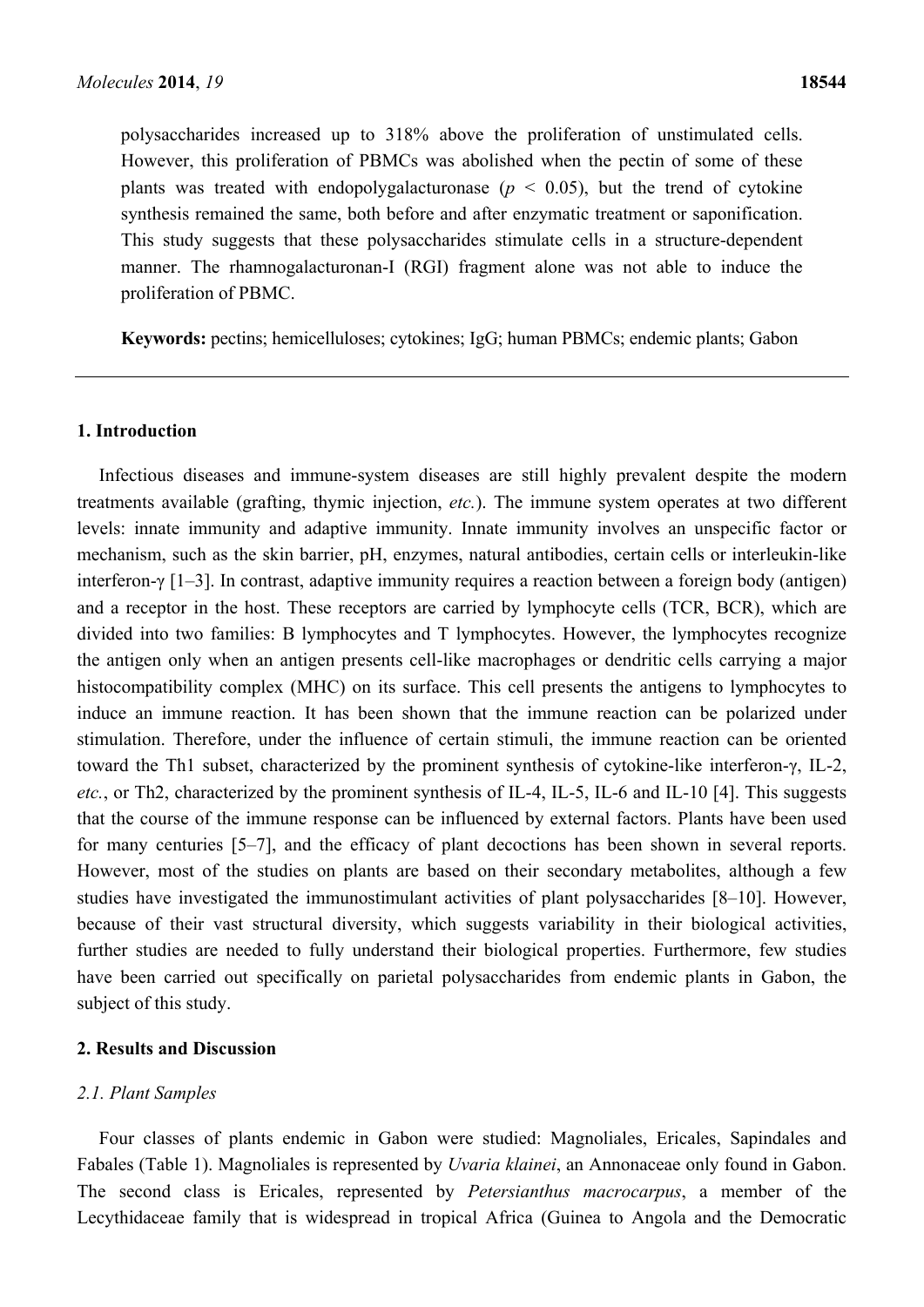polysaccharides increased up to 318% above the proliferation of unstimulated cells. However, this proliferation of PBMCs was abolished when the pectin of some of these plants was treated with endopolygalacturonase ($p < 0.05$), but the trend of cytokine synthesis remained the same, both before and after enzymatic treatment or saponification. This study suggests that these polysaccharides stimulate cells in a structure-dependent manner. The rhamnogalacturonan-I (RGI) fragment alone was not able to induce the proliferation of PBMC.

**Keywords:** pectins; hemicelluloses; cytokines; IgG; human PBMCs; endemic plants; Gabon

## 1. Introduction

Infectious diseases and immune-system diseases are still highly prevalent despite the modern treatments available (grafting, thymic injection, *etc.*). The immune system operates at two different levels: innate immunity and adaptive immunity. Innate immunity involves an unspecific factor or mechanism, such as the skin barrier, pH, enzymes, natural antibodies, certain cells or interleukin-like interferon-γ [1–3]. In contrast, adaptive immunity requires a reaction between a foreign body (antigen) and a receptor in the host. These receptors are carried by lymphocyte cells (TCR, BCR), which are divided into two families: B lymphocytes and T lymphocytes. However, the lymphocytes recognize the antigen only when an antigen presents cell-like macrophages or dendritic cells carrying a major histocompatibility complex (MHC) on its surface. This cell presents the antigens to lymphocytes to induce an immune reaction. It has been shown that the immune reaction can be polarized under stimulation. Therefore, under the influence of certain stimuli, the immune reaction can be oriented toward the Th1 subset, characterized by the prominent synthesis of cytokine-like interferon-γ, IL-2, *etc.*, or Th2, characterized by the prominent synthesis of IL-4, IL-5, IL-6 and IL-10 [4]. This suggests that the course of the immune response can be influenced by external factors. Plants have been used for many centuries [5–7], and the efficacy of plant decoctions has been shown in several reports. However, most of the studies on plants are based on their secondary metabolites, although a few studies have investigated the immunostimulant activities of plant polysaccharides [8–10]. However, because of their vast structural diversity, which suggests variability in their biological activities, further studies are needed to fully understand their biological properties. Furthermore, few studies have been carried out specifically on parietal polysaccharides from endemic plants in Gabon, the subject of this study.

## 2. Results and Discussion

### 2.1. Plant Samples

Four classes of plants endemic in Gabon were studied: Magnoliales, Ericales, Sapindales and Fabales (Table 1). Magnoliales is represented by *Uvaria klainei*, an Annonaceae only found in Gabon. The second class is Ericales, represented by *Petersianthus macrocarpus*, a member of the Lecythidaceae family that is widespread in tropical Africa (Guinea to Angola and the Democratic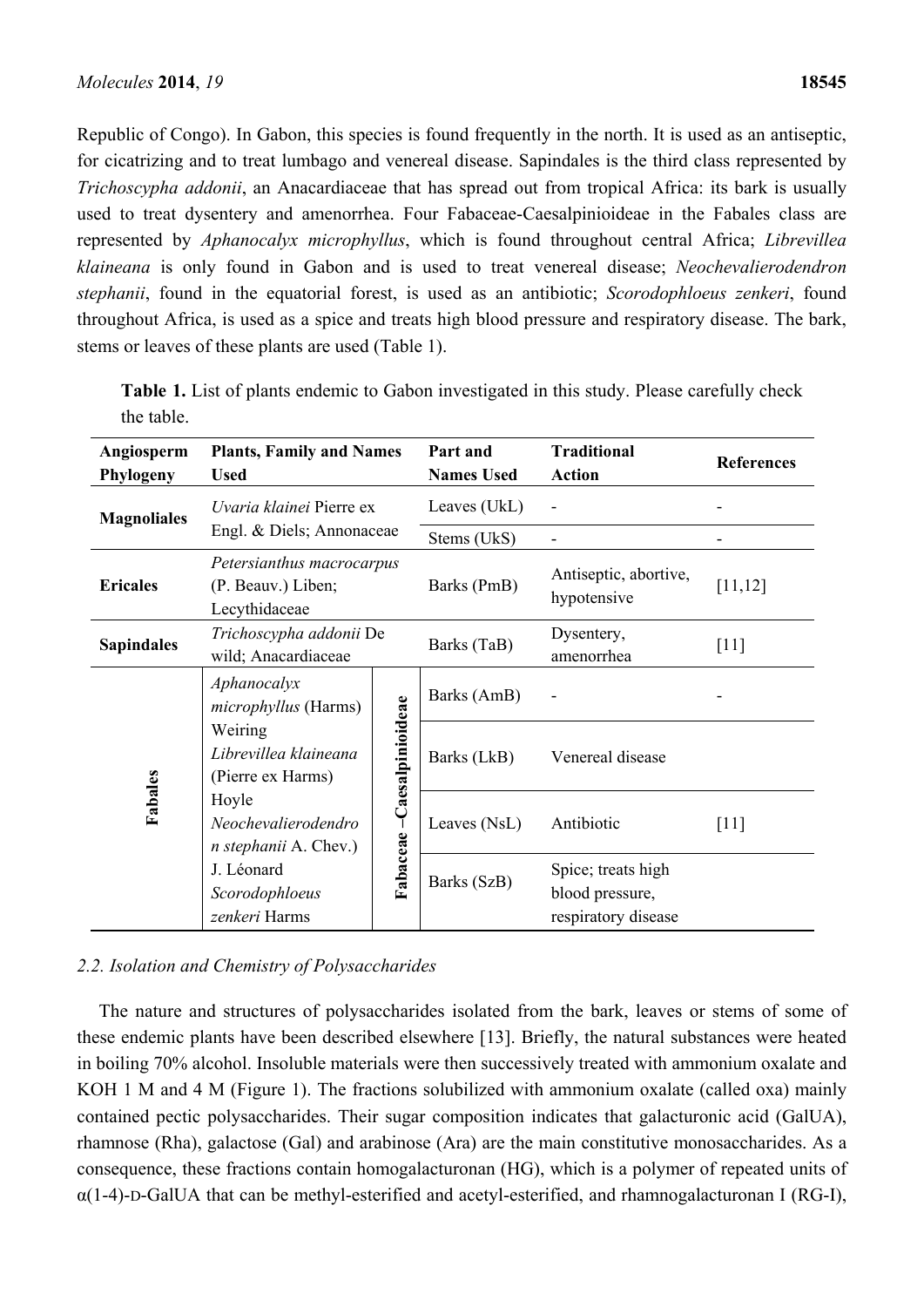Republic of Congo). In Gabon, this species is found frequently in the north. It is used as an antiseptic, for cicatrizing and to treat lumbago and venereal disease. Sapindales is the third class represented by *Trichoscypha addonii*, an Anacardiaceae that has spread out from tropical Africa: its bark is usually used to treat dysentery and amenorrhea. Four Fabaceae-Caesalpinioideae in the Fabales class are represented by *Aphanocalyx microphyllus*, which is found throughout central Africa; *Librevillea klaineana* is only found in Gabon and is used to treat venereal disease; *Neochevalierodendron stephanii*, found in the equatorial forest, is used as an antibiotic; *Scorodophloeus zenkeri*, found throughout Africa, is used as a spice and treats high blood pressure and respiratory disease. The bark, stems or leaves of these plants are used (Table 1).

**Table 1.** List of plants endemic to Gabon investigated in this study. Please carefully check the table.

| Angiosperm Phylogeny | Plants, Family and Names Used | | Part and Names Used | Traditional Action | References |
|---|---|---|---|---|---|
| **Magnoliales** | *Uvaria klainei* Pierre ex Engl. & Diels; Annonaceae | | Leaves (UkL) | - | - |
| | | | Stems (UkS) | - | - |
| **Ericales** | *Petersianthus macrocarpus* (P. Beauv.) Liben; Lecythidaceae | | Barks (PmB) | Antiseptic, abortive, hypotensive | [11,12] |
| **Sapindales** | *Trichoscypha addonii* De wild; Anacardiaceae | | Barks (TaB) | Dysentery, amenorrhea | [11] |
| **Fabales** | *Aphanocalyx microphyllus* (Harms) Weiring | **Fabaceae –Caesalpinioideae** | Barks (AmB) | - | - |
| | *Librevillea klaineana* (Pierre ex Harms) Hoyle | | Barks (LkB) | Venereal disease | [11] |
| | *Neochevalierodendron stephanii* A. Chev.) J. Léonard | | Leaves (NsL) | Antibiotic | |
| | *Scorodophloeus zenkeri* Harms | | Barks (SzB) | Spice; treats high blood pressure, respiratory disease | |

### 2.2. Isolation and Chemistry of Polysaccharides

The nature and structures of polysaccharides isolated from the bark, leaves or stems of some of these endemic plants have been described elsewhere [13]. Briefly, the natural substances were heated in boiling 70% alcohol. Insoluble materials were then successively treated with ammonium oxalate and KOH 1 M and 4 M (Figure 1). The fractions solubilized with ammonium oxalate (called oxa) mainly contained pectic polysaccharides. Their sugar composition indicates that galacturonic acid (GalUA), rhamnose (Rha), galactose (Gal) and arabinose (Ara) are the main constitutive monosaccharides. As a consequence, these fractions contain homogalacturonan (HG), which is a polymer of repeated units of α(1-4)-D-GalUA that can be methyl-esterified and acetyl-esterified, and rhamnogalacturonan I (RG-I),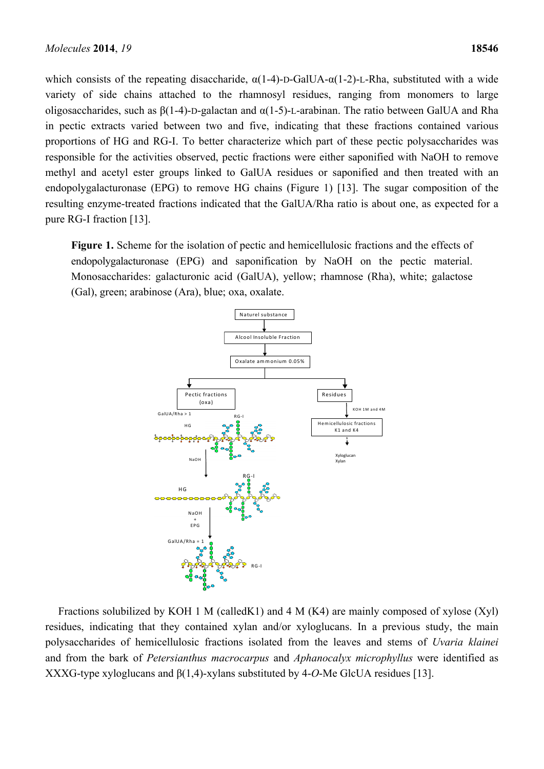which consists of the repeating disaccharide, α(1-4)-D-GalUA-α(1-2)-L-Rha, substituted with a wide variety of side chains attached to the rhamnosyl residues, ranging from monomers to large oligosaccharides, such as β(1-4)-D-galactan and α(1-5)-L-arabinan. The ratio between GalUA and Rha in pectic extracts varied between two and five, indicating that these fractions contained various proportions of HG and RG-I. To better characterize which part of these pectic polysaccharides was responsible for the activities observed, pectic fractions were either saponified with NaOH to remove methyl and acetyl ester groups linked to GalUA residues or saponified and then treated with an endopolygalacturonase (EPG) to remove HG chains (Figure 1) [13]. The sugar composition of the resulting enzyme-treated fractions indicated that the GalUA/Rha ratio is about one, as expected for a pure RG-I fraction [13].

**Figure 1.** Scheme for the isolation of pectic and hemicellulosic fractions and the effects of endopolygalacturonase (EPG) and saponification by NaOH on the pectic material. Monosaccharides: galacturonic acid (GalUA), yellow; rhamnose (Rha), white; galactose (Gal), green; arabinose (Ara), blue; oxa, oxalate.

Fractions solubilized by KOH 1 M (calledK1) and 4 M (K4) are mainly composed of xylose (Xyl) residues, indicating that they contained xylan and/or xyloglucans. In a previous study, the main polysaccharides of hemicellulosic fractions isolated from the leaves and stems of *Uvaria klainei* and from the bark of *Petersianthus macrocarpus* and *Aphanocalyx microphyllus* were identified as XXXG-type xyloglucans and β(1,4)-xylans substituted by 4-*O*-Me GlcUA residues [13].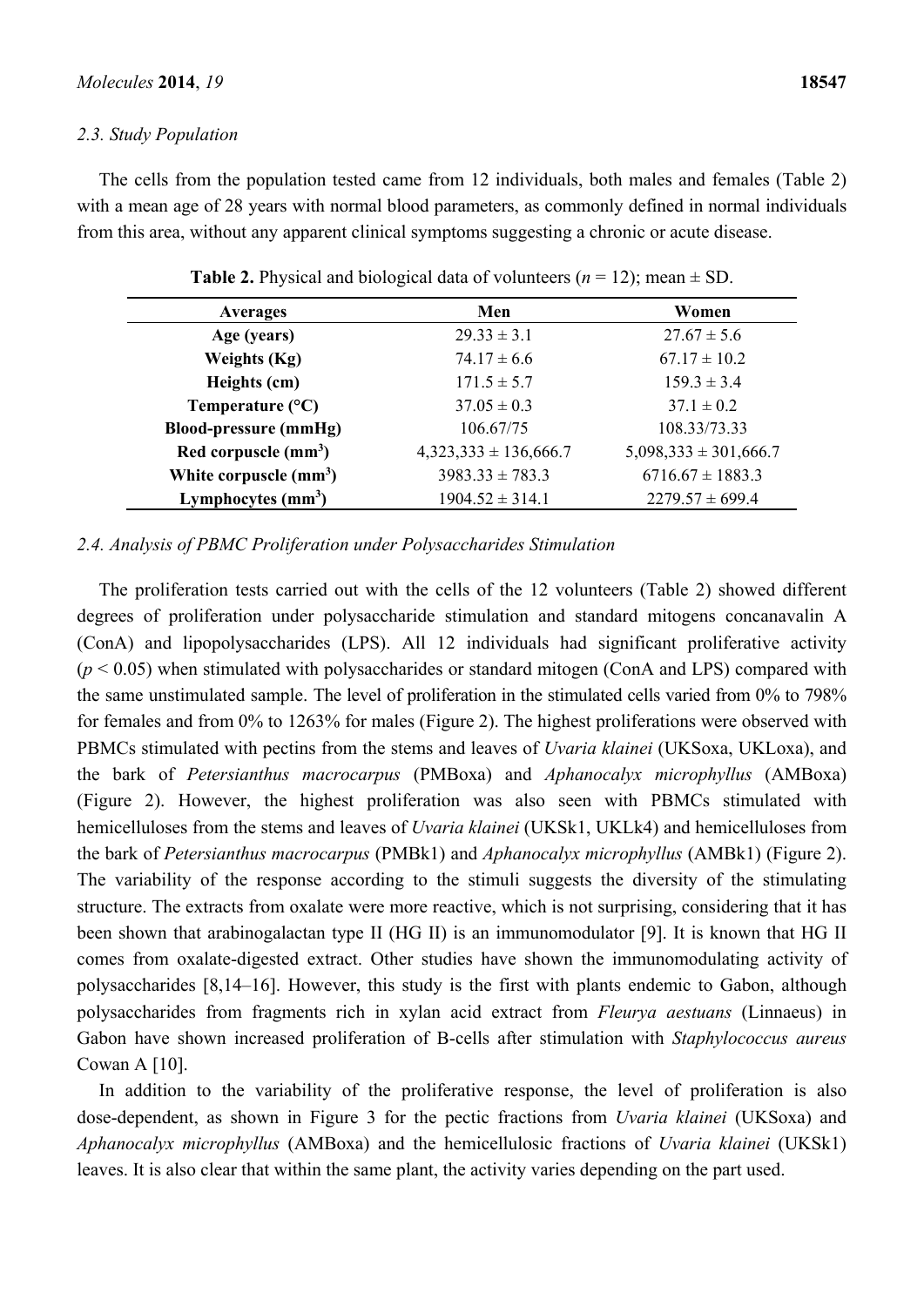### 2.3. Study Population

The cells from the population tested came from 12 individuals, both males and females (Table 2) with a mean age of 28 years with normal blood parameters, as commonly defined in normal individuals from this area, without any apparent clinical symptoms suggesting a chronic or acute disease.

**Table 2.** Physical and biological data of volunteers ($n = 12$); mean ± SD.

| Averages | Men | Women |
|---|---|---|
| **Age (years)** | 29.33 ± 3.1 | 27.67 ± 5.6 |
| **Weights (Kg)** | 74.17 ± 6.6 | 67.17 ± 10.2 |
| **Heights (cm)** | 171.5 ± 5.7 | 159.3 ± 3.4 |
| **Temperature (°C)** | 37.05 ± 0.3 | 37.1 ± 0.2 |
| **Blood-pressure (mmHg)** | 106.67/75 | 108.33/73.33 |
| **Red corpuscle (mm$^3$)** | 4,323,333 ± 136,666.7 | 5,098,333 ± 301,666.7 |
| **White corpuscle (mm$^3$)** | 3983.33 ± 783.3 | 6716.67 ± 1883.3 |
| **Lymphocytes (mm$^3$)** | 1904.52 ± 314.1 | 2279.57 ± 699.4 |

### 2.4. Analysis of PBMC Proliferation under Polysaccharides Stimulation

The proliferation tests carried out with the cells of the 12 volunteers (Table 2) showed different degrees of proliferation under polysaccharide stimulation and standard mitogens concanavalin A (ConA) and lipopolysaccharides (LPS). All 12 individuals had significant proliferative activity ($p < 0.05$) when stimulated with polysaccharides or standard mitogen (ConA and LPS) compared with the same unstimulated sample. The level of proliferation in the stimulated cells varied from 0% to 798% for females and from 0% to 1263% for males (Figure 2). The highest proliferations were observed with PBMCs stimulated with pectins from the stems and leaves of *Uvaria klainei* (UKSoxa, UKLoxa), and the bark of *Petersianthus macrocarpus* (PMBoxa) and *Aphanocalyx microphyllus* (AMBoxa) (Figure 2). However, the highest proliferation was also seen with PBMCs stimulated with hemicelluloses from the stems and leaves of *Uvaria klainei* (UKSk1, UKLk4) and hemicelluloses from the bark of *Petersianthus macrocarpus* (PMBk1) and *Aphanocalyx microphyllus* (AMBk1) (Figure 2). The variability of the response according to the stimuli suggests the diversity of the stimulating structure. The extracts from oxalate were more reactive, which is not surprising, considering that it has been shown that arabinogalactan type II (HG II) is an immunomodulator [9]. It is known that HG II comes from oxalate-digested extract. Other studies have shown the immunomodulating activity of polysaccharides [8,14–16]. However, this study is the first with plants endemic to Gabon, although polysaccharides from fragments rich in xylan acid extract from *Fleurya aestuans* (Linnaeus) in Gabon have shown increased proliferation of B-cells after stimulation with *Staphylococcus aureus* Cowan A [10].

In addition to the variability of the proliferative response, the level of proliferation is also dose-dependent, as shown in Figure 3 for the pectic fractions from *Uvaria klainei* (UKSoxa) and *Aphanocalyx microphyllus* (AMBoxa) and the hemicellulosic fractions of *Uvaria klainei* (UKSk1) leaves. It is also clear that within the same plant, the activity varies depending on the part used.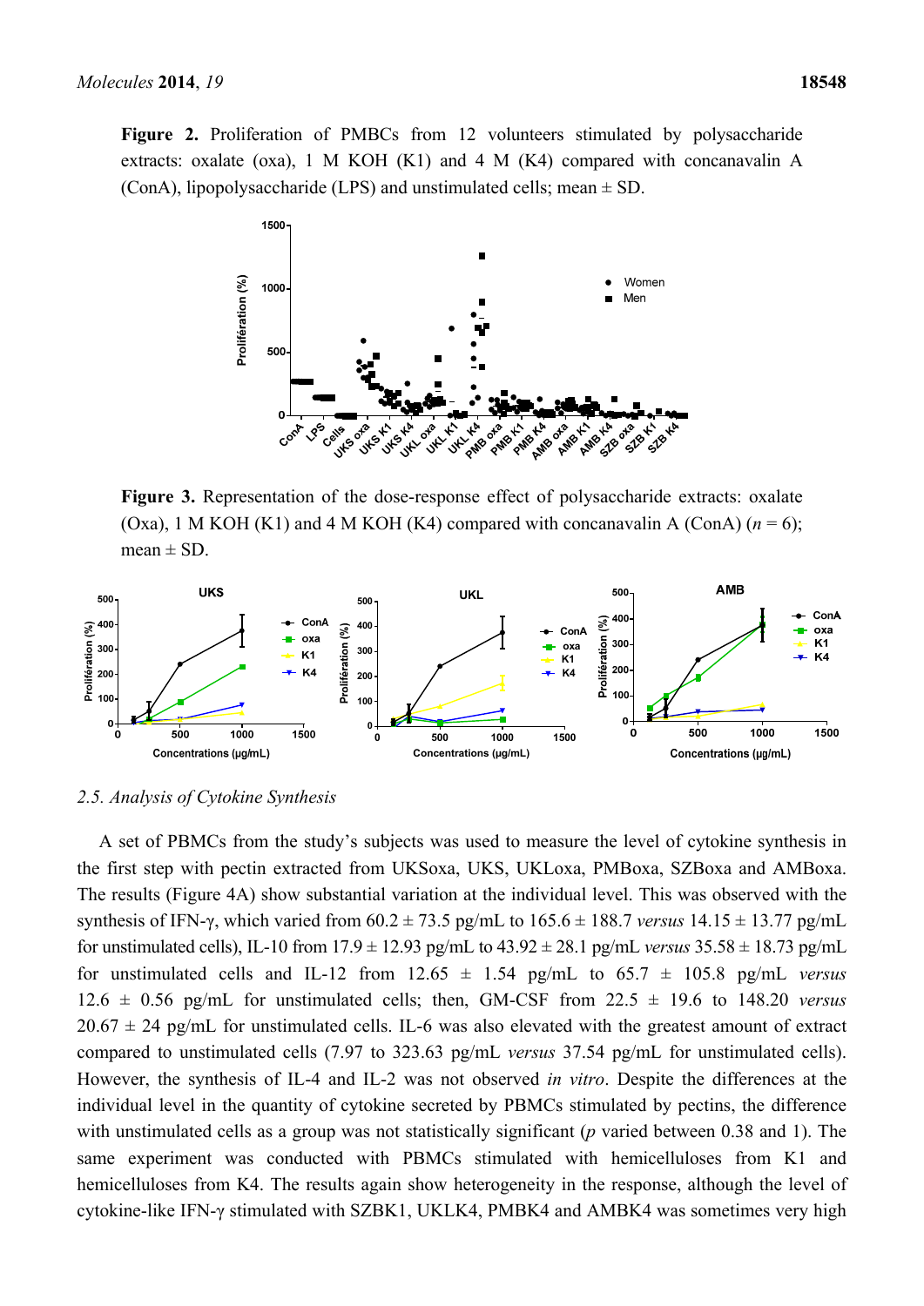**Figure 2.** Proliferation of PMBCs from 12 volunteers stimulated by polysaccharide extracts: oxalate (oxa), 1 M KOH (K1) and 4 M (K4) compared with concanavalin A (ConA), lipopolysaccharide (LPS) and unstimulated cells; mean ± SD.

**Figure 3.** Representation of the dose-response effect of polysaccharide extracts: oxalate (Oxa), 1 M KOH (K1) and 4 M KOH (K4) compared with concanavalin A (ConA) ($n = 6$); mean ± SD.

### *2.5. Analysis of Cytokine Synthesis*

A set of PBMCs from the study's subjects was used to measure the level of cytokine synthesis in the first step with pectin extracted from UKSoxa, UKS, UKLoxa, PMBoxa, SZBoxa and AMBoxa. The results (Figure 4A) show substantial variation at the individual level. This was observed with the synthesis of IFN-γ, which varied from 60.2 ± 73.5 pg/mL to 165.6 ± 188.7 *versus* 14.15 ± 13.77 pg/mL for unstimulated cells), IL-10 from 17.9 ± 12.93 pg/mL to 43.92 ± 28.1 pg/mL *versus* 35.58 ± 18.73 pg/mL for unstimulated cells and IL-12 from 12.65 ± 1.54 pg/mL to 65.7 ± 105.8 pg/mL *versus* 12.6 ± 0.56 pg/mL for unstimulated cells; then, GM-CSF from 22.5 ± 19.6 to 148.20 *versus* 20.67 ± 24 pg/mL for unstimulated cells. IL-6 was also elevated with the greatest amount of extract compared to unstimulated cells (7.97 to 323.63 pg/mL *versus* 37.54 pg/mL for unstimulated cells). However, the synthesis of IL-4 and IL-2 was not observed *in vitro*. Despite the differences at the individual level in the quantity of cytokine secreted by PBMCs stimulated by pectins, the difference with unstimulated cells as a group was not statistically significant ($p$ varied between 0.38 and 1). The same experiment was conducted with PBMCs stimulated with hemicelluloses from K1 and hemicelluloses from K4. The results again show heterogeneity in the response, although the level of cytokine-like IFN-γ stimulated with SZBK1, UKLK4, PMBK4 and AMBK4 was sometimes very high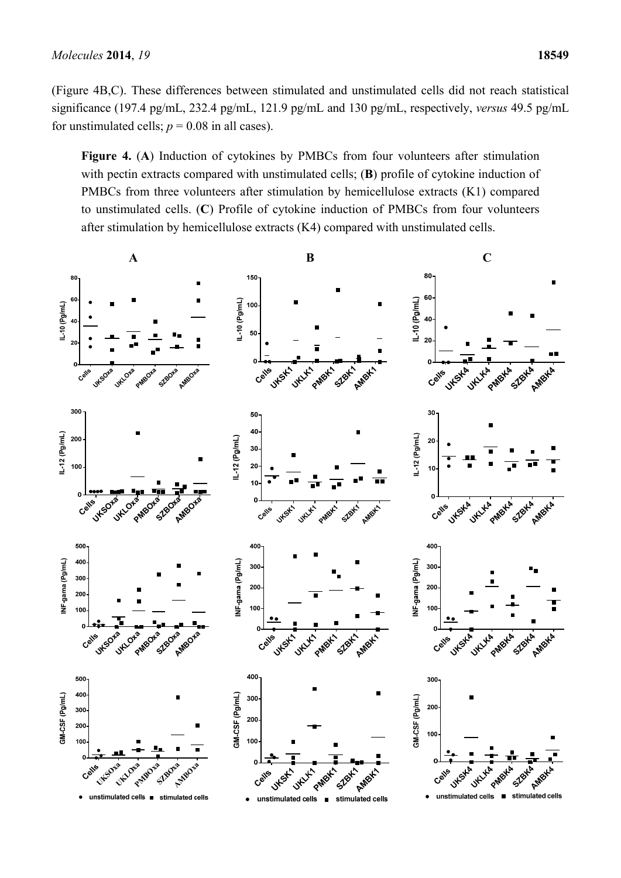(Figure 4B,C). These differences between stimulated and unstimulated cells did not reach statistical significance (197.4 pg/mL, 232.4 pg/mL, 121.9 pg/mL and 130 pg/mL, respectively, *versus* 49.5 pg/mL for unstimulated cells; $p = 0.08$ in all cases).

**Figure 4.** (**A**) Induction of cytokines by PMBCs from four volunteers after stimulation with pectin extracts compared with unstimulated cells; (**B**) profile of cytokine induction of PMBCs from three volunteers after stimulation by hemicellulose extracts (K1) compared to unstimulated cells. (**C**) Profile of cytokine induction of PMBCs from four volunteers after stimulation by hemicellulose extracts (K4) compared with unstimulated cells.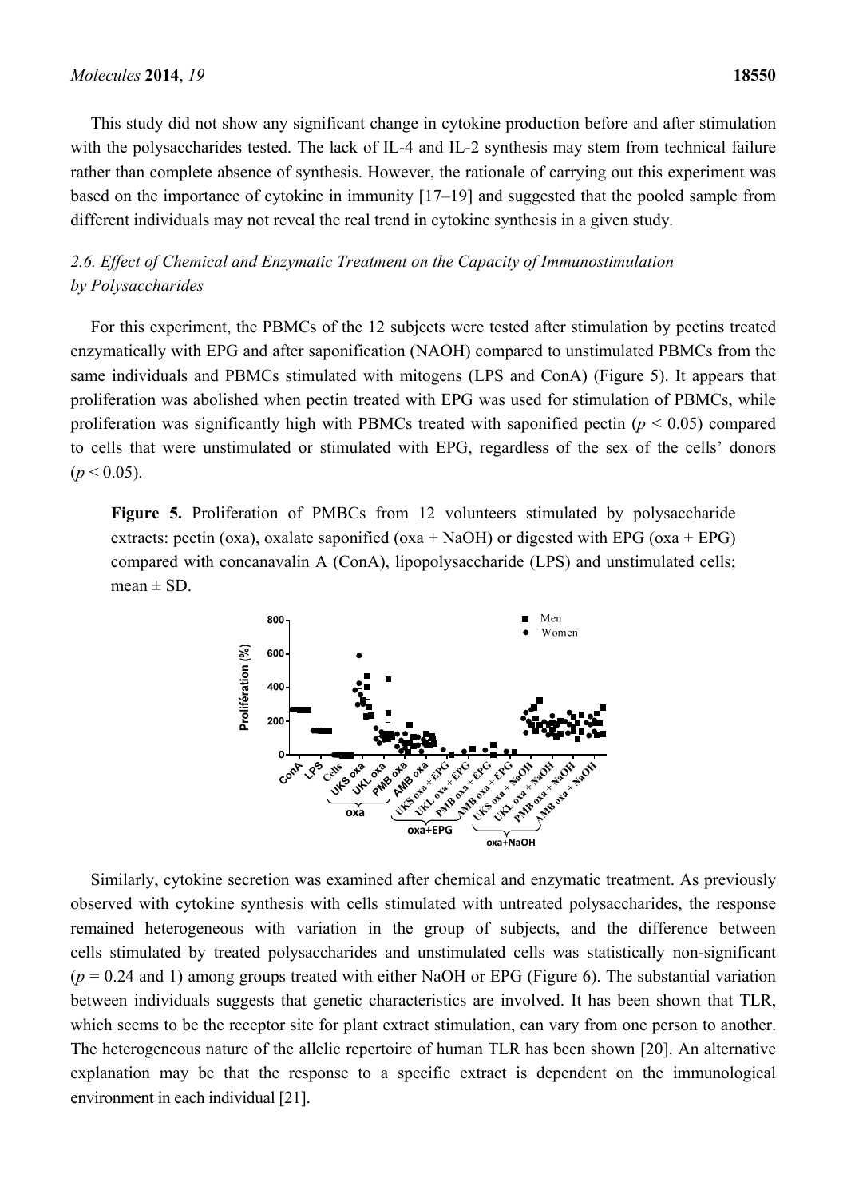This study did not show any significant change in cytokine production before and after stimulation with the polysaccharides tested. The lack of IL-4 and IL-2 synthesis may stem from technical failure rather than complete absence of synthesis. However, the rationale of carrying out this experiment was based on the importance of cytokine in immunity [17–19] and suggested that the pooled sample from different individuals may not reveal the real trend in cytokine synthesis in a given study.

### *2.6. Effect of Chemical and Enzymatic Treatment on the Capacity of Immunostimulation by Polysaccharides*

For this experiment, the PBMCs of the 12 subjects were tested after stimulation by pectins treated enzymatically with EPG and after saponification (NAOH) compared to unstimulated PBMCs from the same individuals and PBMCs stimulated with mitogens (LPS and ConA) (Figure 5). It appears that proliferation was abolished when pectin treated with EPG was used for stimulation of PBMCs, while proliferation was significantly high with PBMCs treated with saponified pectin ($p < 0.05$) compared to cells that were unstimulated or stimulated with EPG, regardless of the sex of the cells' donors ($p < 0.05$).

**Figure 5.** Proliferation of PMBCs from 12 volunteers stimulated by polysaccharide extracts: pectin (oxa), oxalate saponified (oxa + NaOH) or digested with EPG (oxa + EPG) compared with concanavalin A (ConA), lipopolysaccharide (LPS) and unstimulated cells; mean ± SD.

Similarly, cytokine secretion was examined after chemical and enzymatic treatment. As previously observed with cytokine synthesis with cells stimulated with untreated polysaccharides, the response remained heterogeneous with variation in the group of subjects, and the difference between cells stimulated by treated polysaccharides and unstimulated cells was statistically non-significant ($p = 0.24$ and 1) among groups treated with either NaOH or EPG (Figure 6). The substantial variation between individuals suggests that genetic characteristics are involved. It has been shown that TLR, which seems to be the receptor site for plant extract stimulation, can vary from one person to another. The heterogeneous nature of the allelic repertoire of human TLR has been shown [20]. An alternative explanation may be that the response to a specific extract is dependent on the immunological environment in each individual [21].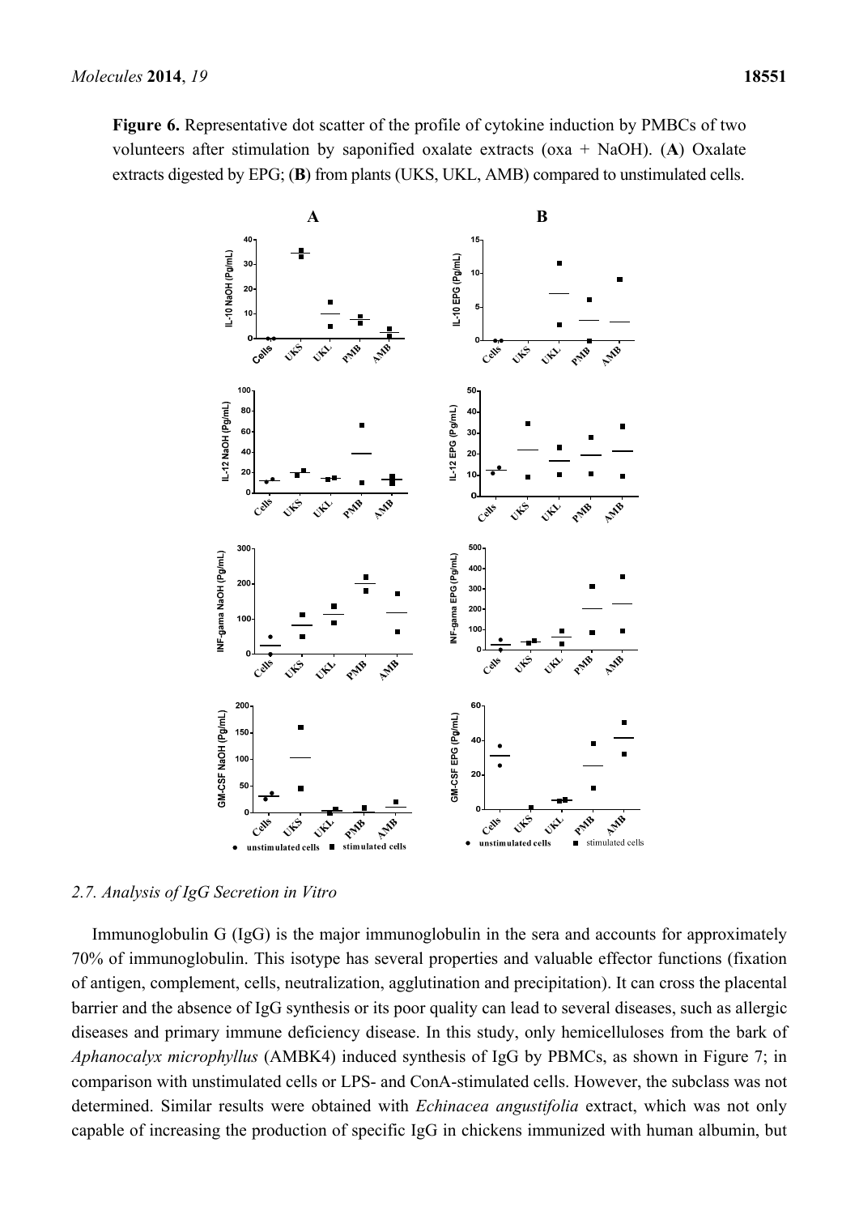**Figure 6.** Representative dot scatter of the profile of cytokine induction by PMBCs of two volunteers after stimulation by saponified oxalate extracts (oxa + NaOH). (**A**) Oxalate extracts digested by EPG; (**B**) from plants (UKS, UKL, AMB) compared to unstimulated cells.

### 2.7. Analysis of IgG Secretion in Vitro

Immunoglobulin G (IgG) is the major immunoglobulin in the sera and accounts for approximately 70% of immunoglobulin. This isotype has several properties and valuable effector functions (fixation of antigen, complement, cells, neutralization, agglutination and precipitation). It can cross the placental barrier and the absence of IgG synthesis or its poor quality can lead to several diseases, such as allergic diseases and primary immune deficiency disease. In this study, only hemicelluloses from the bark of *Aphanocalyx microphyllus* (AMBK4) induced synthesis of IgG by PBMCs, as shown in Figure 7; in comparison with unstimulated cells or LPS- and ConA-stimulated cells. However, the subclass was not determined. Similar results were obtained with *Echinacea angustifolia* extract, which was not only capable of increasing the production of specific IgG in chickens immunized with human albumin, but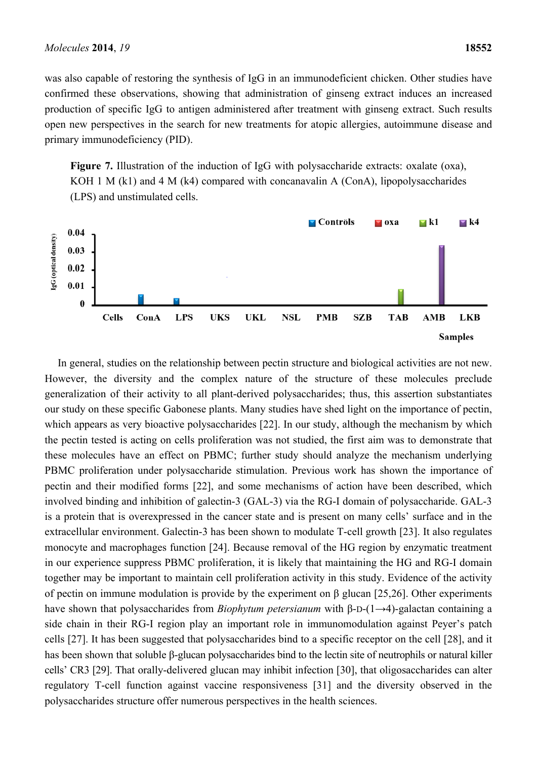was also capable of restoring the synthesis of IgG in an immunodeficient chicken. Other studies have confirmed these observations, showing that administration of ginseng extract induces an increased production of specific IgG to antigen administered after treatment with ginseng extract. Such results open new perspectives in the search for new treatments for atopic allergies, autoimmune disease and primary immunodeficiency (PID).

**Figure 7.** Illustration of the induction of IgG with polysaccharide extracts: oxalate (oxa), KOH 1 M (k1) and 4 M (k4) compared with concanavalin A (ConA), lipopolysaccharides (LPS) and unstimulated cells.

In general, studies on the relationship between pectin structure and biological activities are not new. However, the diversity and the complex nature of the structure of these molecules preclude generalization of their activity to all plant-derived polysaccharides; thus, this assertion substantiates our study on these specific Gabonese plants. Many studies have shed light on the importance of pectin, which appears as very bioactive polysaccharides [22]. In our study, although the mechanism by which the pectin tested is acting on cells proliferation was not studied, the first aim was to demonstrate that these molecules have an effect on PBMC; further study should analyze the mechanism underlying PBMC proliferation under polysaccharide stimulation. Previous work has shown the importance of pectin and their modified forms [22], and some mechanisms of action have been described, which involved binding and inhibition of galectin-3 (GAL-3) via the RG-I domain of polysaccharide. GAL-3 is a protein that is overexpressed in the cancer state and is present on many cells' surface and in the extracellular environment. Galectin-3 has been shown to modulate T-cell growth [23]. It also regulates monocyte and macrophages function [24]. Because removal of the HG region by enzymatic treatment in our experience suppress PBMC proliferation, it is likely that maintaining the HG and RG-I domain together may be important to maintain cell proliferation activity in this study. Evidence of the activity of pectin on immune modulation is provide by the experiment on β glucan [25,26]. Other experiments have shown that polysaccharides from *Biophytum petersianum* with β-D-(1→4)-galactan containing a side chain in their RG-I region play an important role in immunomodulation against Peyer's patch cells [27]. It has been suggested that polysaccharides bind to a specific receptor on the cell [28], and it has been shown that soluble β-glucan polysaccharides bind to the lectin site of neutrophils or natural killer cells' CR3 [29]. That orally-delivered glucan may inhibit infection [30], that oligosaccharides can alter regulatory T-cell function against vaccine responsiveness [31] and the diversity observed in the polysaccharides structure offer numerous perspectives in the health sciences.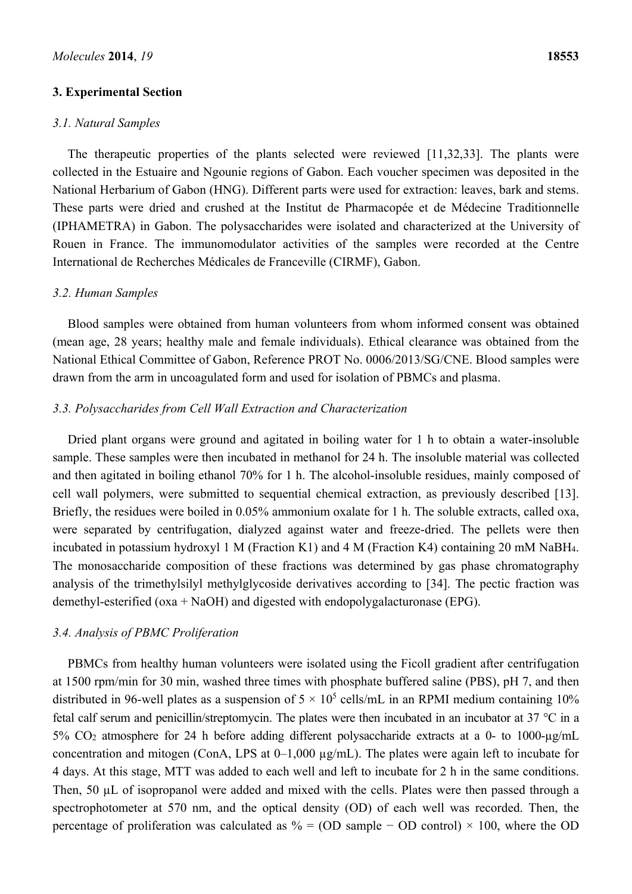## 3. Experimental Section

### *3.1. Natural Samples*

The therapeutic properties of the plants selected were reviewed [11,32,33]. The plants were collected in the Estuaire and Ngounie regions of Gabon. Each voucher specimen was deposited in the National Herbarium of Gabon (HNG). Different parts were used for extraction: leaves, bark and stems. These parts were dried and crushed at the Institut de Pharmacopée et de Médecine Traditionnelle (IPHAMETRA) in Gabon. The polysaccharides were isolated and characterized at the University of Rouen in France. The immunomodulator activities of the samples were recorded at the Centre International de Recherches Médicales de Franceville (CIRMF), Gabon.

### *3.2. Human Samples*

Blood samples were obtained from human volunteers from whom informed consent was obtained (mean age, 28 years; healthy male and female individuals). Ethical clearance was obtained from the National Ethical Committee of Gabon, Reference PROT No. 0006/2013/SG/CNE. Blood samples were drawn from the arm in uncoagulated form and used for isolation of PBMCs and plasma.

### *3.3. Polysaccharides from Cell Wall Extraction and Characterization*

Dried plant organs were ground and agitated in boiling water for 1 h to obtain a water-insoluble sample. These samples were then incubated in methanol for 24 h. The insoluble material was collected and then agitated in boiling ethanol 70% for 1 h. The alcohol-insoluble residues, mainly composed of cell wall polymers, were submitted to sequential chemical extraction, as previously described [13]. Briefly, the residues were boiled in 0.05% ammonium oxalate for 1 h. The soluble extracts, called oxa, were separated by centrifugation, dialyzed against water and freeze-dried. The pellets were then incubated in potassium hydroxyl 1 M (Fraction K1) and 4 M (Fraction K4) containing 20 mM $NaBH_4$. The monosaccharide composition of these fractions was determined by gas phase chromatography analysis of the trimethylsilyl methylglycoside derivatives according to [34]. The pectic fraction was demethyl-esterified (oxa + NaOH) and digested with endopolygalacturonase (EPG).

### *3.4. Analysis of PBMC Proliferation*

PBMCs from healthy human volunteers were isolated using the Ficoll gradient after centrifugation at 1500 rpm/min for 30 min, washed three times with phosphate buffered saline (PBS), pH 7, and then distributed in 96-well plates as a suspension of $5 \times 10^5$ cells/mL in an RPMI medium containing 10% fetal calf serum and penicillin/streptomycin. The plates were then incubated in an incubator at 37 °C in a 5% $CO_2$ atmosphere for 24 h before adding different polysaccharide extracts at a 0- to 1000-μg/mL concentration and mitogen (ConA, LPS at 0–1,000 μg/mL). The plates were again left to incubate for 4 days. At this stage, MTT was added to each well and left to incubate for 2 h in the same conditions. Then, 50 μL of isopropanol were added and mixed with the cells. Plates were then passed through a spectrophotometer at 570 nm, and the optical density (OD) of each well was recorded. Then, the percentage of proliferation was calculated as % = (OD sample − OD control) × 100, where the OD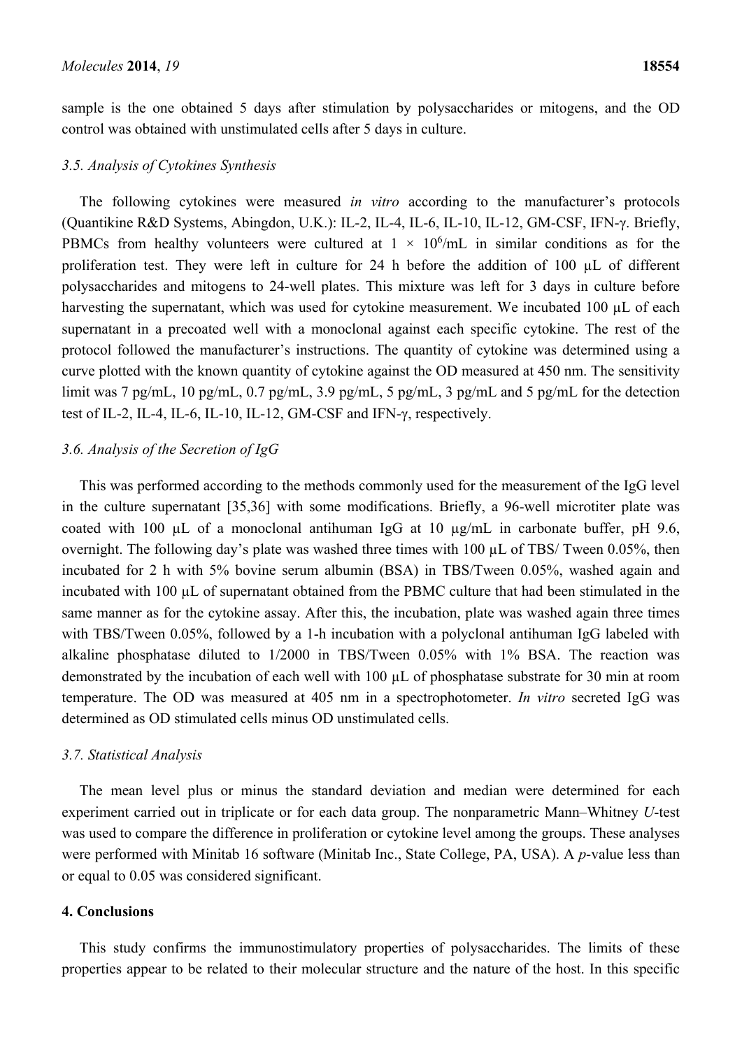sample is the one obtained 5 days after stimulation by polysaccharides or mitogens, and the OD control was obtained with unstimulated cells after 5 days in culture.

### 3.5. Analysis of Cytokines Synthesis

The following cytokines were measured *in vitro* according to the manufacturer's protocols (Quantikine R&D Systems, Abingdon, U.K.): IL-2, IL-4, IL-6, IL-10, IL-12, GM-CSF, IFN-γ. Briefly, PBMCs from healthy volunteers were cultured at $1 \times 10^6$/mL in similar conditions as for the proliferation test. They were left in culture for 24 h before the addition of 100 μL of different polysaccharides and mitogens to 24-well plates. This mixture was left for 3 days in culture before harvesting the supernatant, which was used for cytokine measurement. We incubated 100 μL of each supernatant in a precoated well with a monoclonal against each specific cytokine. The rest of the protocol followed the manufacturer's instructions. The quantity of cytokine was determined using a curve plotted with the known quantity of cytokine against the OD measured at 450 nm. The sensitivity limit was 7 pg/mL, 10 pg/mL, 0.7 pg/mL, 3.9 pg/mL, 5 pg/mL, 3 pg/mL and 5 pg/mL for the detection test of IL-2, IL-4, IL-6, IL-10, IL-12, GM-CSF and IFN-γ, respectively.

### 3.6. Analysis of the Secretion of IgG

This was performed according to the methods commonly used for the measurement of the IgG level in the culture supernatant [35,36] with some modifications. Briefly, a 96-well microtiter plate was coated with 100 μL of a monoclonal antihuman IgG at 10 μg/mL in carbonate buffer, pH 9.6, overnight. The following day's plate was washed three times with 100 μL of TBS/ Tween 0.05%, then incubated for 2 h with 5% bovine serum albumin (BSA) in TBS/Tween 0.05%, washed again and incubated with 100 μL of supernatant obtained from the PBMC culture that had been stimulated in the same manner as for the cytokine assay. After this, the incubation, plate was washed again three times with TBS/Tween 0.05%, followed by a 1-h incubation with a polyclonal antihuman IgG labeled with alkaline phosphatase diluted to 1/2000 in TBS/Tween 0.05% with 1% BSA. The reaction was demonstrated by the incubation of each well with 100 μL of phosphatase substrate for 30 min at room temperature. The OD was measured at 405 nm in a spectrophotometer. *In vitro* secreted IgG was determined as OD stimulated cells minus OD unstimulated cells.

### 3.7. Statistical Analysis

The mean level plus or minus the standard deviation and median were determined for each experiment carried out in triplicate or for each data group. The nonparametric Mann–Whitney *U*-test was used to compare the difference in proliferation or cytokine level among the groups. These analyses were performed with Minitab 16 software (Minitab Inc., State College, PA, USA). A *p*-value less than or equal to 0.05 was considered significant.

## 4. Conclusions

This study confirms the immunostimulatory properties of polysaccharides. The limits of these properties appear to be related to their molecular structure and the nature of the host. In this specific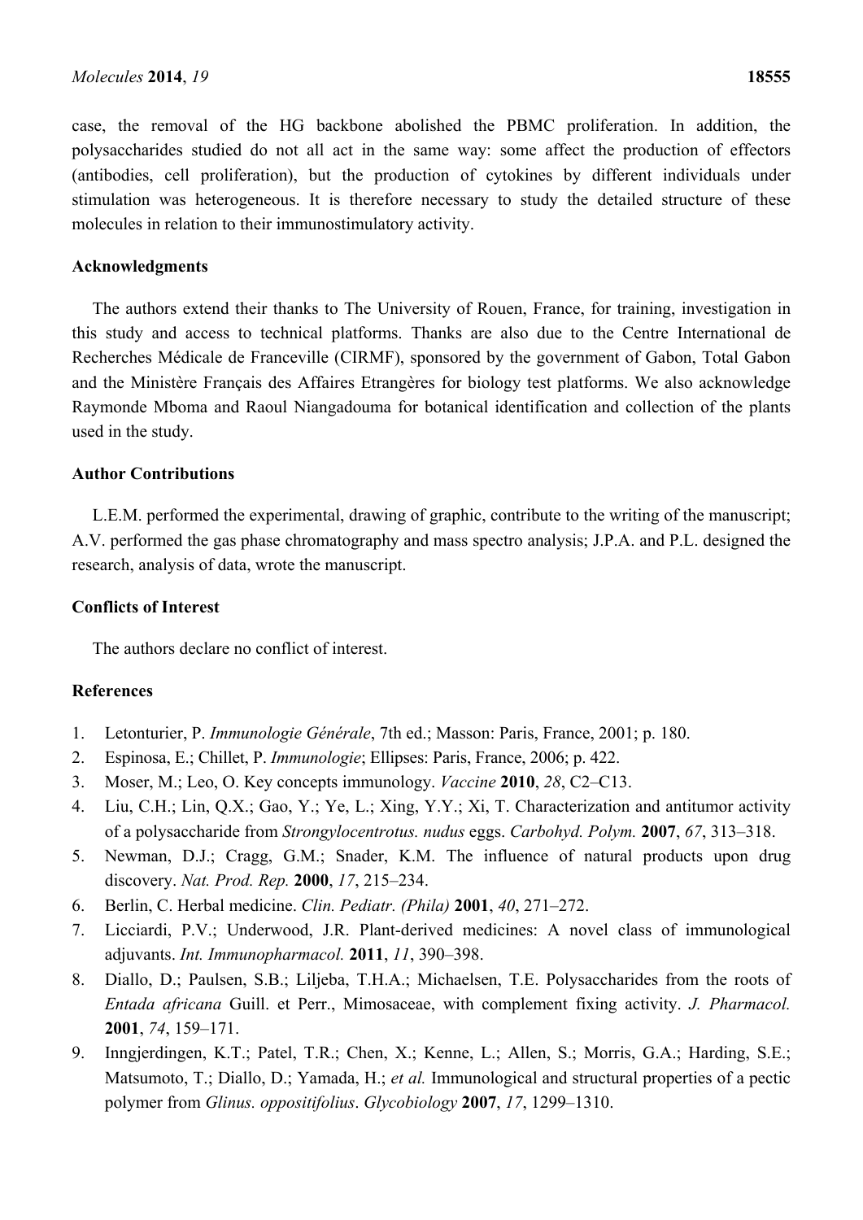case, the removal of the HG backbone abolished the PBMC proliferation. In addition, the polysaccharides studied do not all act in the same way: some affect the production of effectors (antibodies, cell proliferation), but the production of cytokines by different individuals under stimulation was heterogeneous. It is therefore necessary to study the detailed structure of these molecules in relation to their immunostimulatory activity.

## Acknowledgments

The authors extend their thanks to The University of Rouen, France, for training, investigation in this study and access to technical platforms. Thanks are also due to the Centre International de Recherches Médicale de Franceville (CIRMF), sponsored by the government of Gabon, Total Gabon and the Ministère Français des Affaires Etrangères for biology test platforms. We also acknowledge Raymonde Mboma and Raoul Niangadouma for botanical identification and collection of the plants used in the study.

## Author Contributions

L.E.M. performed the experimental, drawing of graphic, contribute to the writing of the manuscript; A.V. performed the gas phase chromatography and mass spectro analysis; J.P.A. and P.L. designed the research, analysis of data, wrote the manuscript.

## Conflicts of Interest

The authors declare no conflict of interest.

## References

1. Letonturier, P. *Immunologie Générale*, 7th ed.; Masson: Paris, France, 2001; p. 180.
2. Espinosa, E.; Chillet, P. *Immunologie*; Ellipses: Paris, France, 2006; p. 422.
3. Moser, M.; Leo, O. Key concepts immunology. *Vaccine* **2010**, *28*, C2–C13.
4. Liu, C.H.; Lin, Q.X.; Gao, Y.; Ye, L.; Xing, Y.Y.; Xi, T. Characterization and antitumor activity of a polysaccharide from *Strongylocentrotus. nudus* eggs. *Carbohyd. Polym.* **2007**, *67*, 313–318.
5. Newman, D.J.; Cragg, G.M.; Snader, K.M. The influence of natural products upon drug discovery. *Nat. Prod. Rep.* **2000**, *17*, 215–234.
6. Berlin, C. Herbal medicine. *Clin. Pediatr. (Phila)* **2001**, *40*, 271–272.
7. Licciardi, P.V.; Underwood, J.R. Plant-derived medicines: A novel class of immunological adjuvants. *Int. Immunopharmacol.* **2011**, *11*, 390–398.
8. Diallo, D.; Paulsen, S.B.; Liljeba, T.H.A.; Michaelsen, T.E. Polysaccharides from the roots of *Entada africana* Guill. et Perr., Mimosaceae, with complement fixing activity. *J. Pharmacol.* **2001**, *74*, 159–171.
9. Inngjerdingen, K.T.; Patel, T.R.; Chen, X.; Kenne, L.; Allen, S.; Morris, G.A.; Harding, S.E.; Matsumoto, T.; Diallo, D.; Yamada, H.; *et al.* Immunological and structural properties of a pectic polymer from *Glinus. oppositifolius*. *Glycobiology* **2007**, *17*, 1299–1310.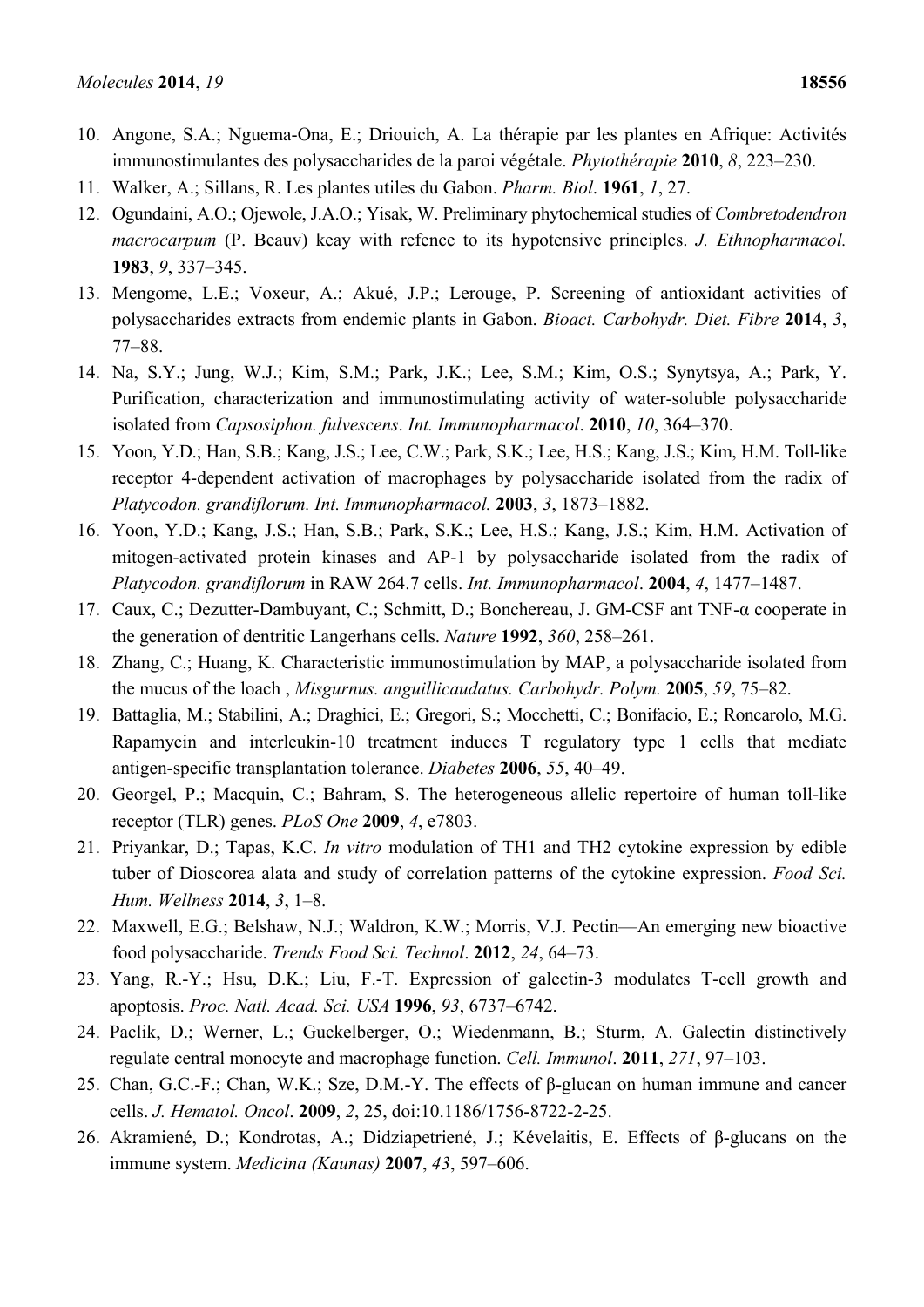10. Angone, S.A.; Nguema-Ona, E.; Driouich, A. La thérapie par les plantes en Afrique: Activités immunostimulantes des polysaccharides de la paroi végétale. *Phytothérapie* **2010**, *8*, 223–230.
11. Walker, A.; Sillans, R. Les plantes utiles du Gabon. *Pharm. Biol*. **1961**, *1*, 27.
12. Ogundaini, A.O.; Ojewole, J.A.O.; Yisak, W. Preliminary phytochemical studies of *Combretodendron macrocarpum* (P. Beauv) keay with refence to its hypotensive principles. *J. Ethnopharmacol.* **1983**, *9*, 337–345.
13. Mengome, L.E.; Voxeur, A.; Akué, J.P.; Lerouge, P. Screening of antioxidant activities of polysaccharides extracts from endemic plants in Gabon. *Bioact. Carbohydr. Diet. Fibre* **2014**, *3*, 77–88.
14. Na, S.Y.; Jung, W.J.; Kim, S.M.; Park, J.K.; Lee, S.M.; Kim, O.S.; Synytsya, A.; Park, Y. Purification, characterization and immunostimulating activity of water-soluble polysaccharide isolated from *Capsosiphon. fulvescens*. *Int. Immunopharmacol*. **2010**, *10*, 364–370.
15. Yoon, Y.D.; Han, S.B.; Kang, J.S.; Lee, C.W.; Park, S.K.; Lee, H.S.; Kang, J.S.; Kim, H.M. Toll-like receptor 4-dependent activation of macrophages by polysaccharide isolated from the radix of *Platycodon. grandiflorum. Int. Immunopharmacol.* **2003**, *3*, 1873–1882.
16. Yoon, Y.D.; Kang, J.S.; Han, S.B.; Park, S.K.; Lee, H.S.; Kang, J.S.; Kim, H.M. Activation of mitogen-activated protein kinases and AP-1 by polysaccharide isolated from the radix of *Platycodon. grandiflorum* in RAW 264.7 cells. *Int. Immunopharmacol*. **2004**, *4*, 1477–1487.
17. Caux, C.; Dezutter-Dambuyant, C.; Schmitt, D.; Banchereau, J. GM-CSF ant TNF-α cooperate in the generation of dentritic Langerhans cells. *Nature* **1992**, *360*, 258–261.
18. Zhang, C.; Huang, K. Characteristic immunostimulation by MAP, a polysaccharide isolated from the mucus of the loach , *Misgurnus. anguillicaudatus. Carbohydr. Polym.* **2005**, *59*, 75–82.
19. Battaglia, M.; Stabilini, A.; Draghici, E.; Gregori, S.; Mocchetti, C.; Bonifacio, E.; Roncarolo, M.G. Rapamycin and interleukin-10 treatment induces T regulatory type 1 cells that mediate antigen-specific transplantation tolerance. *Diabetes* **2006**, *55*, 40–49.
20. Georgel, P.; Macquin, C.; Bahram, S. The heterogeneous allelic repertoire of human toll-like receptor (TLR) genes. *PLoS One* **2009**, *4*, e7803.
21. Priyankar, D.; Tapas, K.C. *In vitro* modulation of TH1 and TH2 cytokine expression by edible tuber of Dioscorea alata and study of correlation patterns of the cytokine expression. *Food Sci. Hum. Wellness* **2014**, *3*, 1–8.
22. Maxwell, E.G.; Belshaw, N.J.; Waldron, K.W.; Morris, V.J. Pectin—An emerging new bioactive food polysaccharide. *Trends Food Sci. Technol*. **2012**, *24*, 64–73.
23. Yang, R.-Y.; Hsu, D.K.; Liu, F.-T. Expression of galectin-3 modulates T-cell growth and apoptosis. *Proc. Natl. Acad. Sci. USA* **1996**, *93*, 6737–6742.
24. Paclik, D.; Werner, L.; Guckelberger, O.; Wiedenmann, B.; Sturm, A. Galectin distinctively regulate central monocyte and macrophage function. *Cell. Immunol*. **2011**, *271*, 97–103.
25. Chan, G.C.-F.; Chan, W.K.; Sze, D.M.-Y. The effects of β-glucan on human immune and cancer cells. *J. Hematol. Oncol*. **2009**, *2*, 25, doi:10.1186/1756-8722-2-25.
26. Akramiené, D.; Kondrotas, A.; Didziapetriené, J.; Kévelaitis, E. Effects of β-glucans on the immune system. *Medicina (Kaunas)* **2007**, *43*, 597–606.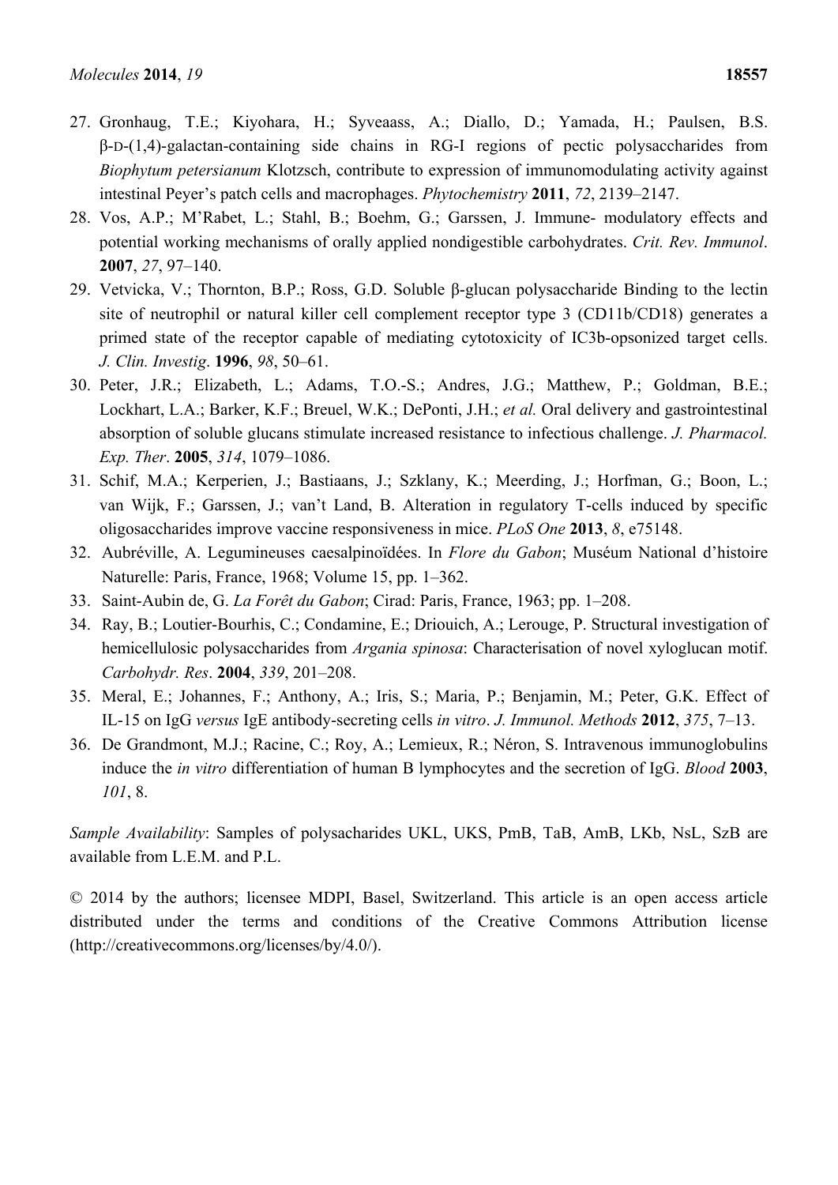27. Gronhaug, T.E.; Kiyohara, H.; Syveaass, A.; Diallo, D.; Yamada, H.; Paulsen, B.S. β-D-(1,4)-galactan-containing side chains in RG-I regions of pectic polysaccharides from *Biophytum petersianum* Klotzsch, contribute to expression of immunomodulating activity against intestinal Peyer's patch cells and macrophages. *Phytochemistry* **2011**, *72*, 2139–2147.
28. Vos, A.P.; M'Rabet, L.; Stahl, B.; Boehm, G.; Garssen, J. Immune- modulatory effects and potential working mechanisms of orally applied nondigestible carbohydrates. *Crit. Rev. Immunol*. **2007**, *27*, 97–140.
29. Vetvicka, V.; Thornton, B.P.; Ross, G.D. Soluble β-glucan polysaccharide Binding to the lectin site of neutrophil or natural killer cell complement receptor type 3 (CD11b/CD18) generates a primed state of the receptor capable of mediating cytotoxicity of IC3b-opsonized target cells. *J. Clin. Investig*. **1996**, *98*, 50–61.
30. Peter, J.R.; Elizabeth, L.; Adams, T.O.-S.; Andres, J.G.; Matthew, P.; Goldman, B.E.; Lockhart, L.A.; Barker, K.F.; Breuel, W.K.; DePonti, J.H.; *et al.* Oral delivery and gastrointestinal absorption of soluble glucans stimulate increased resistance to infectious challenge. *J. Pharmacol. Exp. Ther*. **2005**, *314*, 1079–1086.
31. Schif, M.A.; Kerperien, J.; Bastiaans, J.; Szklany, K.; Meerding, J.; Horfman, G.; Boon, L.; van Wijk, F.; Garssen, J.; van't Land, B. Alteration in regulatory T-cells induced by specific oligosaccharides improve vaccine responsiveness in mice. *PLoS One* **2013**, *8*, e75148.
32. Aubréville, A. Legumineuses caesalpinoïdées. In *Flore du Gabon*; Muséum National d'histoire Naturelle: Paris, France, 1968; Volume 15, pp. 1–362.
33. Saint-Aubin de, G. *La Forêt du Gabon*; Cirad: Paris, France, 1963; pp. 1–208.
34. Ray, B.; Loutier-Bourhis, C.; Condamine, E.; Driouich, A.; Lerouge, P. Structural investigation of hemicellulosic polysaccharides from *Argania spinosa*: Characterisation of novel xyloglucan motif. *Carbohydr. Res*. **2004**, *339*, 201–208.
35. Meral, E.; Johannes, F.; Anthony, A.; Iris, S.; Maria, P.; Benjamin, M.; Peter, G.K. Effect of IL-15 on IgG *versus* IgE antibody-secreting cells *in vitro*. *J. Immunol. Methods* **2012**, *375*, 7–13.
36. De Grandmont, M.J.; Racine, C.; Roy, A.; Lemieux, R.; Néron, S. Intravenous immunoglobulins induce the *in vitro* differentiation of human B lymphocytes and the secretion of IgG. *Blood* **2003**, *101*, 8.

*Sample Availability*: Samples of polysacharides UKL, UKS, PmB, TaB, AmB, LKb, NsL, SzB are available from L.E.M. and P.L.

© 2014 by the authors; licensee MDPI, Basel, Switzerland. This article is an open access article distributed under the terms and conditions of the Creative Commons Attribution license (http://creativecommons.org/licenses/by/4.0/).